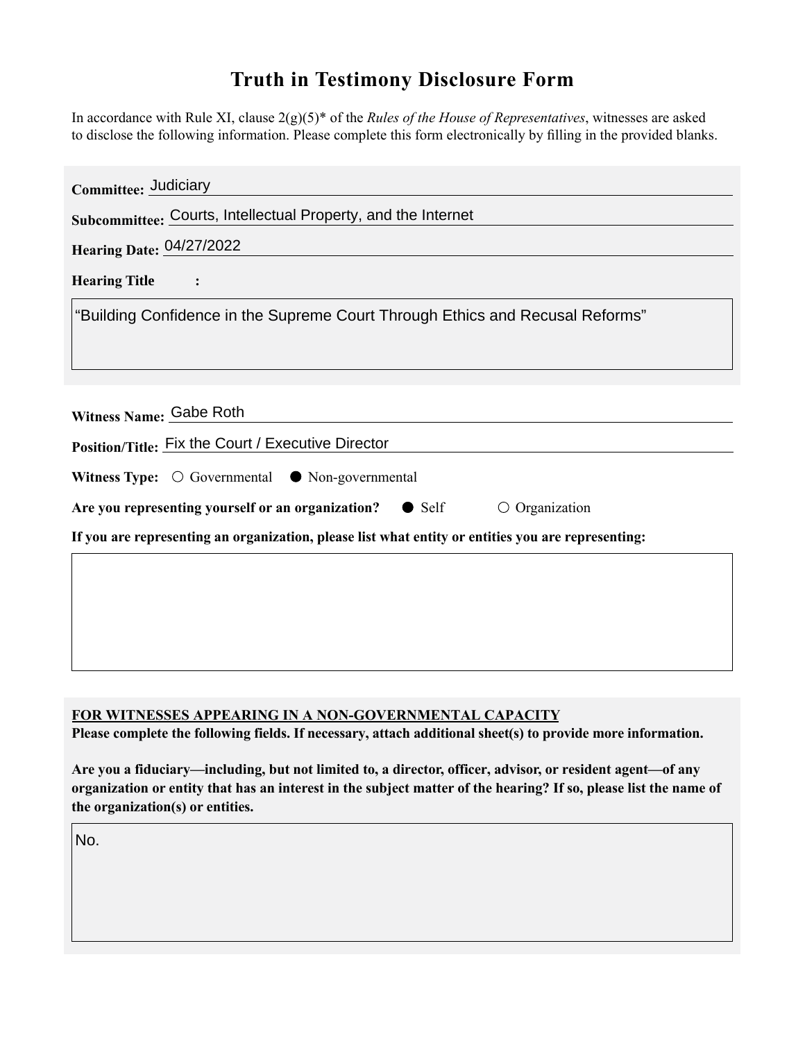# Truth in Testimony Disclosure Form

In accordance with Rule XI, clause 2(g)(5)* of the *Rules of the House of Representatives*, witnesses are asked to disclose the following information. Please complete this form electronically by filling in the provided blanks.

**Committee:** Judiciary

**Subcommittee:** Courts, Intellectual Property, and the Internet

**Hearing Date:** 04/27/2022

**Hearing Title:**

"Building Confidence in the Supreme Court Through Ethics and Recusal Reforms"

**Witness Name:** Gabe Roth

**Position/Title:** Fix the Court / Executive Director

**Witness Type:** ○ Governmental ● Non-governmental

**Are you representing yourself or an organization?** ● Self ○ Organization

**If you are representing an organization, please list what entity or entities you are representing:**

**FOR WITNESSES APPEARING IN A NON-GOVERNMENTAL CAPACITY**

**Please complete the following fields. If necessary, attach additional sheet(s) to provide more information.**

**Are you a fiduciary—including, but not limited to, a director, officer, advisor, or resident agent—of any organization or entity that has an interest in the subject matter of the hearing? If so, please list the name of the organization(s) or entities.**

No.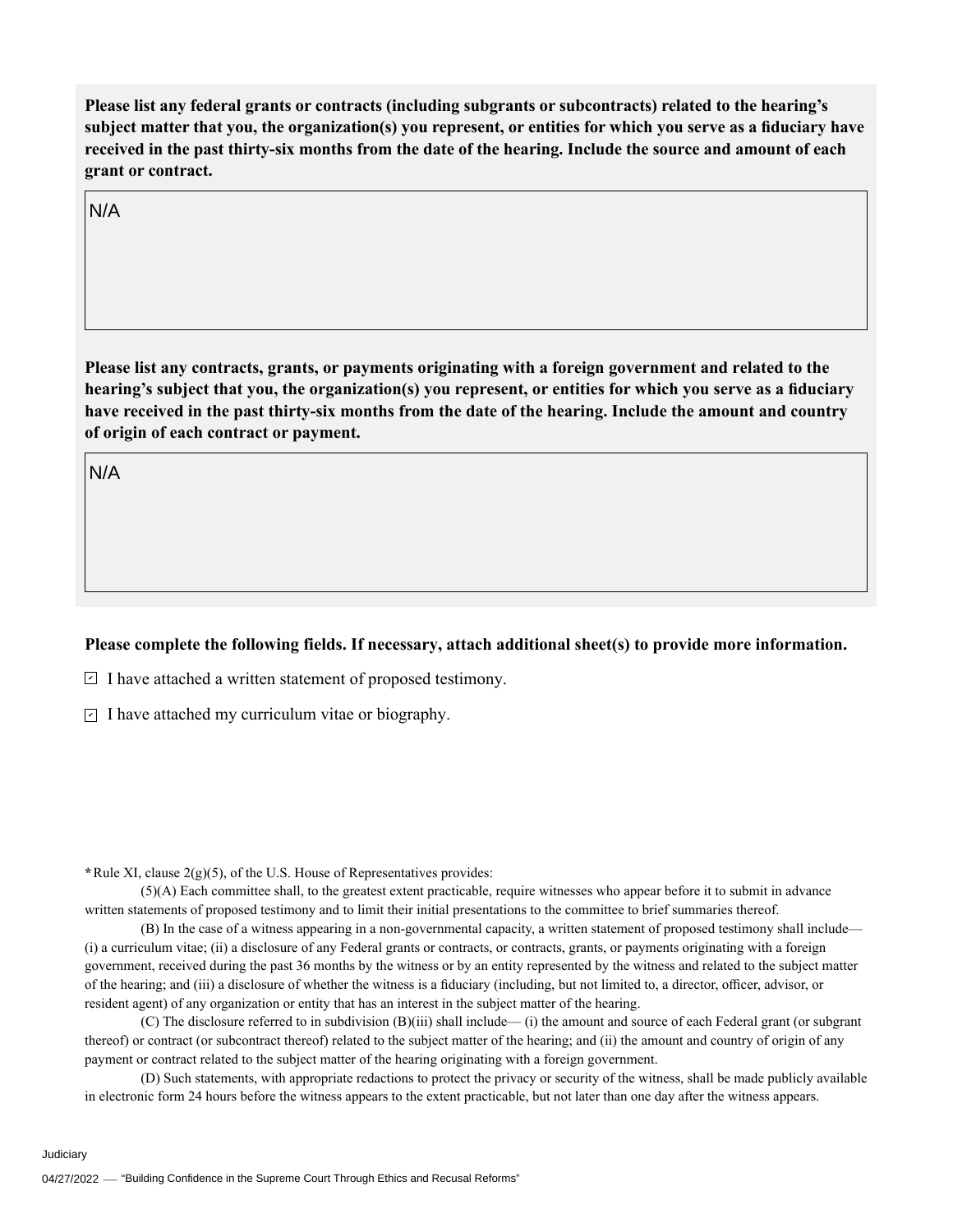**Please list any federal grants or contracts (including subgrants or subcontracts) related to the hearing's subject matter that you, the organization(s) you represent, or entities for which you serve as a fiduciary have received in the past thirty-six months from the date of the hearing. Include the source and amount of each grant or contract.**

N/A

**Please list any contracts, grants, or payments originating with a foreign government and related to the hearing's subject that you, the organization(s) you represent, or entities for which you serve as a fiduciary have received in the past thirty-six months from the date of the hearing. Include the amount and country of origin of each contract or payment.**

N/A

**Please complete the following fields. If necessary, attach additional sheet(s) to provide more information.**

- [x] I have attached a written statement of proposed testimony.
- [x] I have attached my curriculum vitae or biography.

**\***Rule XI, clause 2(g)(5), of the U.S. House of Representatives provides:

(5)(A) Each committee shall, to the greatest extent practicable, require witnesses who appear before it to submit in advance written statements of proposed testimony and to limit their initial presentations to the committee to brief summaries thereof.

(B) In the case of a witness appearing in a non-governmental capacity, a written statement of proposed testimony shall include— (i) a curriculum vitae; (ii) a disclosure of any Federal grants or contracts, or contracts, grants, or payments originating with a foreign government, received during the past 36 months by the witness or by an entity represented by the witness and related to the subject matter of the hearing; and (iii) a disclosure of whether the witness is a fiduciary (including, but not limited to, a director, officer, advisor, or resident agent) of any organization or entity that has an interest in the subject matter of the hearing.

(C) The disclosure referred to in subdivision (B)(iii) shall include— (i) the amount and source of each Federal grant (or subgrant thereof) or contract (or subcontract thereof) related to the subject matter of the hearing; and (ii) the amount and country of origin of any payment or contract related to the subject matter of the hearing originating with a foreign government.

(D) Such statements, with appropriate redactions to protect the privacy or security of the witness, shall be made publicly available in electronic form 24 hours before the witness appears to the extent practicable, but not later than one day after the witness appears.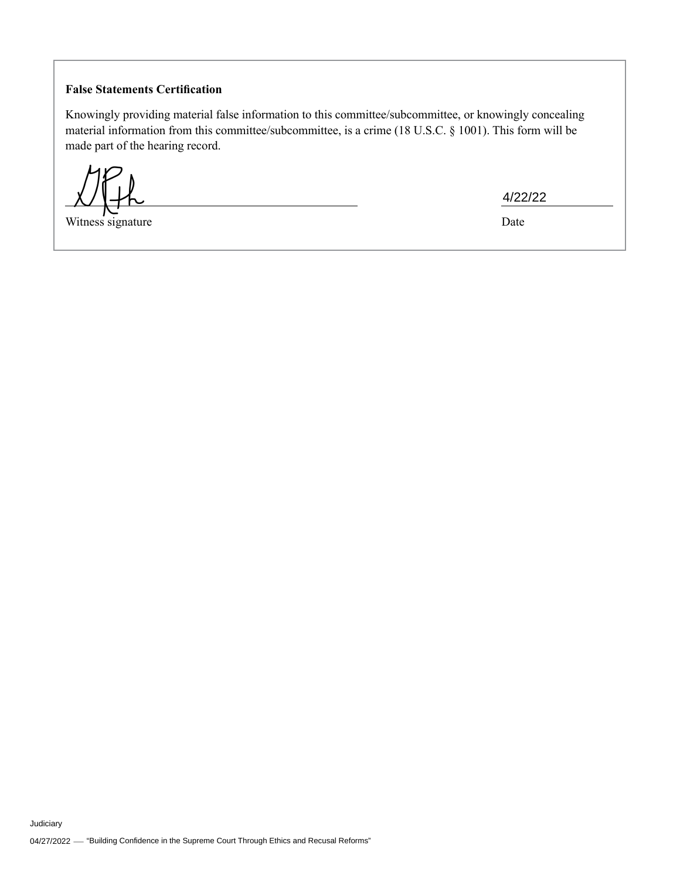**False Statements Certification**

Knowingly providing material false information to this committee/subcommittee, or knowingly concealing material information from this committee/subcommittee, is a crime (18 U.S.C. § 1001). This form will be made part of the hearing record.

Witness signature

4/22/22

Date